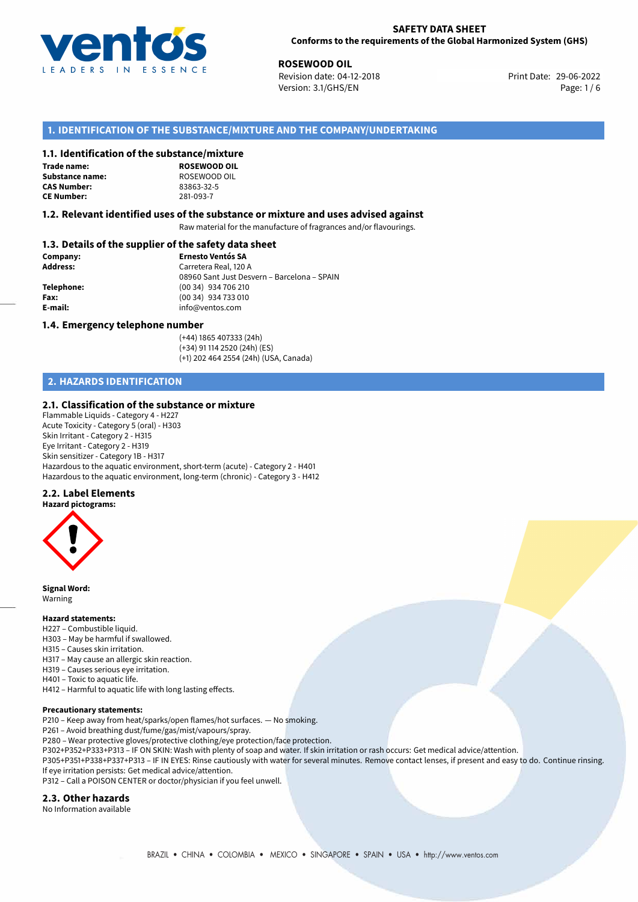**SAFETY DATA SHEET**
**Conforms to the requirements of the Global Harmonized System (GHS)**

**ROSEWOOD OIL**
Revision date: 04-12-2018
Version: 3.1/GHS/EN
Print Date: 29-06-2022

## 1. IDENTIFICATION OF THE SUBSTANCE/MIXTURE AND THE COMPANY/UNDERTAKING

### 1.1. Identification of the substance/mixture

**Trade name:** **ROSEWOOD OIL**
**Substance name:** ROSEWOOD OIL
**CAS Number:** 83863-32-5
**CE Number:** 281-093-7

### 1.2. Relevant identified uses of the substance or mixture and uses advised against

Raw material for the manufacture of fragrances and/or flavourings.

### 1.3. Details of the supplier of the safety data sheet

**Company:** **Ernesto Ventós SA**
**Address:** Carretera Real, 120 A
08960 Sant Just Desvern – Barcelona – SPAIN
**Telephone:** (00 34) 934 706 210
**Fax:** (00 34) 934 733 010
**E-mail:** info@ventos.com

### 1.4. Emergency telephone number

(+44) 1865 407333 (24h)
(+34) 91 114 2520 (24h) (ES)
(+1) 202 464 2554 (24h) (USA, Canada)

## 2. HAZARDS IDENTIFICATION

### 2.1. Classification of the substance or mixture

Flammable Liquids - Category 4 - H227
Acute Toxicity - Category 5 (oral) - H303
Skin Irritant - Category 2 - H315
Eye Irritant - Category 2 - H319
Skin sensitizer - Category 1B - H317
Hazardous to the aquatic environment, short-term (acute) - Category 2 - H401
Hazardous to the aquatic environment, long-term (chronic) - Category 3 - H412

### 2.2. Label Elements

**Hazard pictograms:**

**Signal Word:**
Warning

**Hazard statements:**
H227 – Combustible liquid.
H303 – May be harmful if swallowed.
H315 – Causes skin irritation.
H317 – May cause an allergic skin reaction.
H319 – Causes serious eye irritation.
H401 – Toxic to aquatic life.
H412 – Harmful to aquatic life with long lasting effects.

**Precautionary statements:**
P210 – Keep away from heat/sparks/open flames/hot surfaces. — No smoking.
P261 – Avoid breathing dust/fume/gas/mist/vapours/spray.
P280 – Wear protective gloves/protective clothing/eye protection/face protection.
P302+P352+P333+P313 – IF ON SKIN: Wash with plenty of soap and water. If skin irritation or rash occurs: Get medical advice/attention.
P305+P351+P338+P337+P313 – IF IN EYES: Rinse cautiously with water for several minutes. Remove contact lenses, if present and easy to do. Continue rinsing. If eye irritation persists: Get medical advice/attention.
P312 – Call a POISON CENTER or doctor/physician if you feel unwell.

### 2.3. Other hazards

No Information available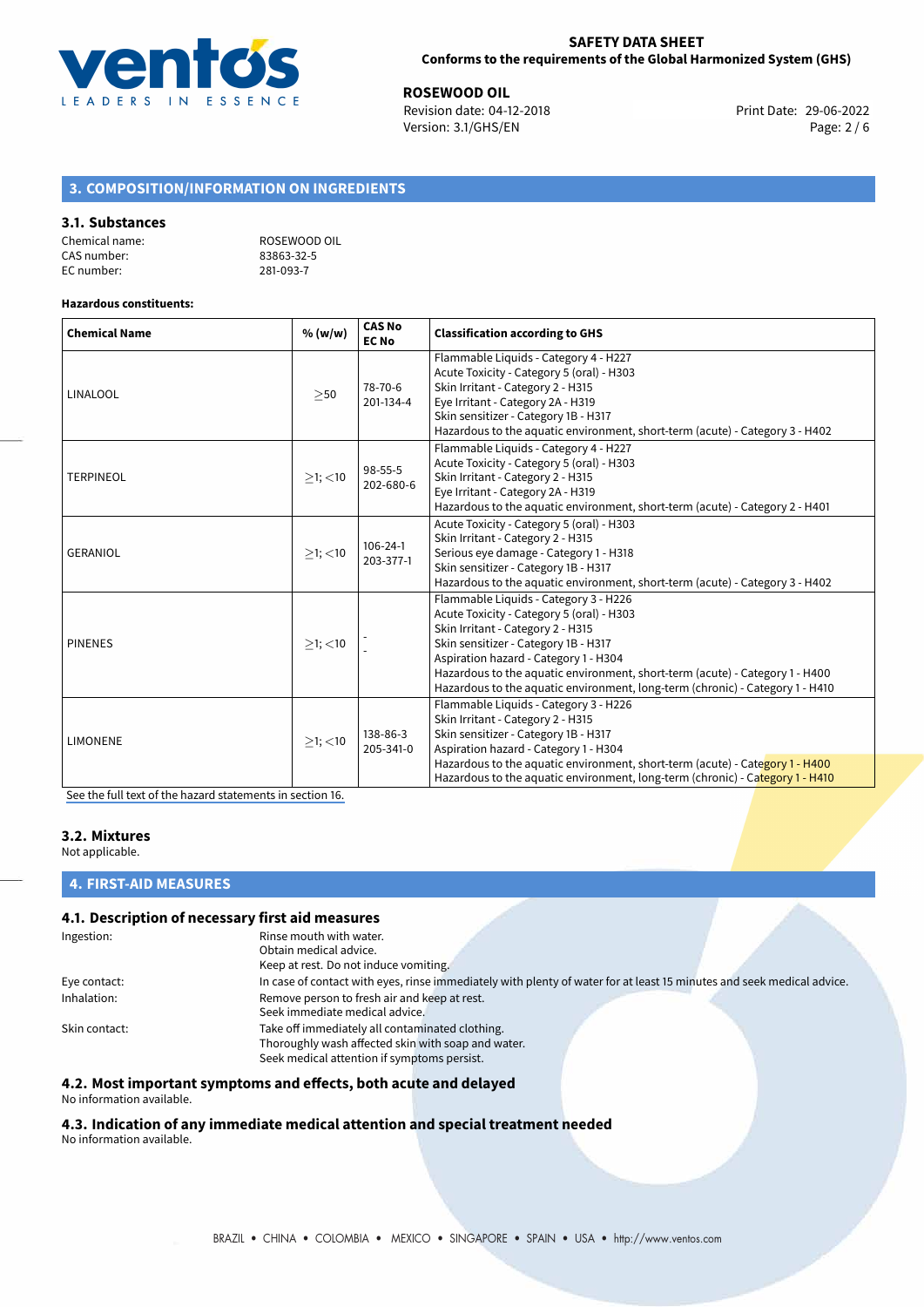## 3. COMPOSITION/INFORMATION ON INGREDIENTS

### 3.1. Substances

Chemical name: ROSEWOOD OIL
CAS number: 83863-32-5
EC number: 281-093-7

**Hazardous constituents:**

| Chemical Name | % (w/w) | CAS No<br>EC No | Classification according to GHS |
|---|---|---|---|
| LINALOOL | $\geq$50 | 78-70-6<br>201-134-4 | Flammable Liquids - Category 4 - H227<br>Acute Toxicity - Category 5 (oral) - H303<br>Skin Irritant - Category 2 - H315<br>Eye Irritant - Category 2A - H319<br>Skin sensitizer - Category 1B - H317<br>Hazardous to the aquatic environment, short-term (acute) - Category 3 - H402 |
| TERPINEOL | $\geq$1; $<$10 | 98-55-5<br>202-680-6 | Flammable Liquids - Category 4 - H227<br>Acute Toxicity - Category 5 (oral) - H303<br>Skin Irritant - Category 2 - H315<br>Eye Irritant - Category 2A - H319<br>Hazardous to the aquatic environment, short-term (acute) - Category 2 - H401 |
| GERANIOL | $\geq$1; $<$10 | 106-24-1<br>203-377-1 | Acute Toxicity - Category 5 (oral) - H303<br>Skin Irritant - Category 2 - H315<br>Serious eye damage - Category 1 - H318<br>Skin sensitizer - Category 1B - H317<br>Hazardous to the aquatic environment, short-term (acute) - Category 3 - H402 |
| PINENES | $\geq$1; $<$10 | -<br>- | Flammable Liquids - Category 3 - H226<br>Acute Toxicity - Category 5 (oral) - H303<br>Skin Irritant - Category 2 - H315<br>Skin sensitizer - Category 1B - H317<br>Aspiration hazard - Category 1 - H304<br>Hazardous to the aquatic environment, short-term (acute) - Category 1 - H400<br>Hazardous to the aquatic environment, long-term (chronic) - Category 1 - H410 |
| LIMONENE | $\geq$1; $<$10 | 138-86-3<br>205-341-0 | Flammable Liquids - Category 3 - H226<br>Skin Irritant - Category 2 - H315<br>Skin sensitizer - Category 1B - H317<br>Aspiration hazard - Category 1 - H304<br>Hazardous to the aquatic environment, short-term (acute) - Category 1 - H400<br>Hazardous to the aquatic environment, long-term (chronic) - Category 1 - H410 |

See the full text of the hazard statements in section 16.

### 3.2. Mixtures

Not applicable.

## 4. FIRST-AID MEASURES

### 4.1. Description of necessary first aid measures

Ingestion: Rinse mouth with water.
Obtain medical advice.
Keep at rest. Do not induce vomiting.

Eye contact: In case of contact with eyes, rinse immediately with plenty of water for at least 15 minutes and seek medical advice.

Inhalation: Remove person to fresh air and keep at rest.
Seek immediate medical advice.

Skin contact: Take off immediately all contaminated clothing.
Thoroughly wash affected skin with soap and water.
Seek medical attention if symptoms persist.

### 4.2. Most important symptoms and effects, both acute and delayed

No information available.

### 4.3. Indication of any immediate medical attention and special treatment needed

No information available.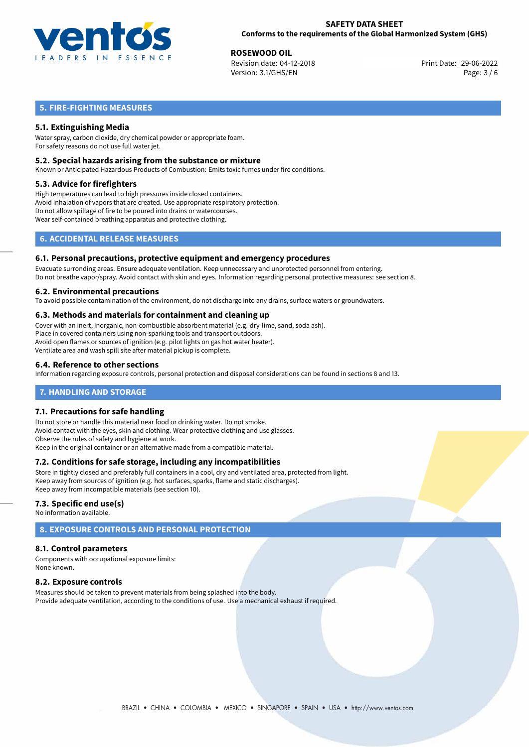## 5. FIRE-FIGHTING MEASURES

### 5.1. Extinguishing Media

Water spray, carbon dioxide, dry chemical powder or appropriate foam.
For safety reasons do not use full water jet.

### 5.2. Special hazards arising from the substance or mixture

Known or Anticipated Hazardous Products of Combustion: Emits toxic fumes under fire conditions.

### 5.3. Advice for firefighters

High temperatures can lead to high pressures inside closed containers.
Avoid inhalation of vapors that are created. Use appropriate respiratory protection.
Do not allow spillage of fire to be poured into drains or watercourses.
Wear self-contained breathing apparatus and protective clothing.

## 6. ACCIDENTAL RELEASE MEASURES

### 6.1. Personal precautions, protective equipment and emergency procedures

Evacuate surronding areas. Ensure adequate ventilation. Keep unnecessary and unprotected personnel from entering.
Do not breathe vapor/spray. Avoid contact with skin and eyes. Information regarding personal protective measures: see section 8.

### 6.2. Environmental precautions

To avoid possible contamination of the environment, do not discharge into any drains, surface waters or groundwaters.

### 6.3. Methods and materials for containment and cleaning up

Cover with an inert, inorganic, non-combustible absorbent material (e.g. dry-lime, sand, soda ash).
Place in covered containers using non-sparking tools and transport outdoors.
Avoid open flames or sources of ignition (e.g. pilot lights on gas hot water heater).
Ventilate area and wash spill site after material pickup is complete.

### 6.4. Reference to other sections

Information regarding exposure controls, personal protection and disposal considerations can be found in sections 8 and 13.

## 7. HANDLING AND STORAGE

### 7.1. Precautions for safe handling

Do not store or handle this material near food or drinking water. Do not smoke.
Avoid contact with the eyes, skin and clothing. Wear protective clothing and use glasses.
Observe the rules of safety and hygiene at work.
Keep in the original container or an alternative made from a compatible material.

### 7.2. Conditions for safe storage, including any incompatibilities

Store in tightly closed and preferably full containers in a cool, dry and ventilated area, protected from light.
Keep away from sources of ignition (e.g. hot surfaces, sparks, flame and static discharges).
Keep away from incompatible materials (see section 10).

### 7.3. Specific end use(s)

No information available.

## 8. EXPOSURE CONTROLS AND PERSONAL PROTECTION

### 8.1. Control parameters

Components with occupational exposure limits:
None known.

### 8.2. Exposure controls

Measures should be taken to prevent materials from being splashed into the body.
Provide adequate ventilation, according to the conditions of use. Use a mechanical exhaust if required.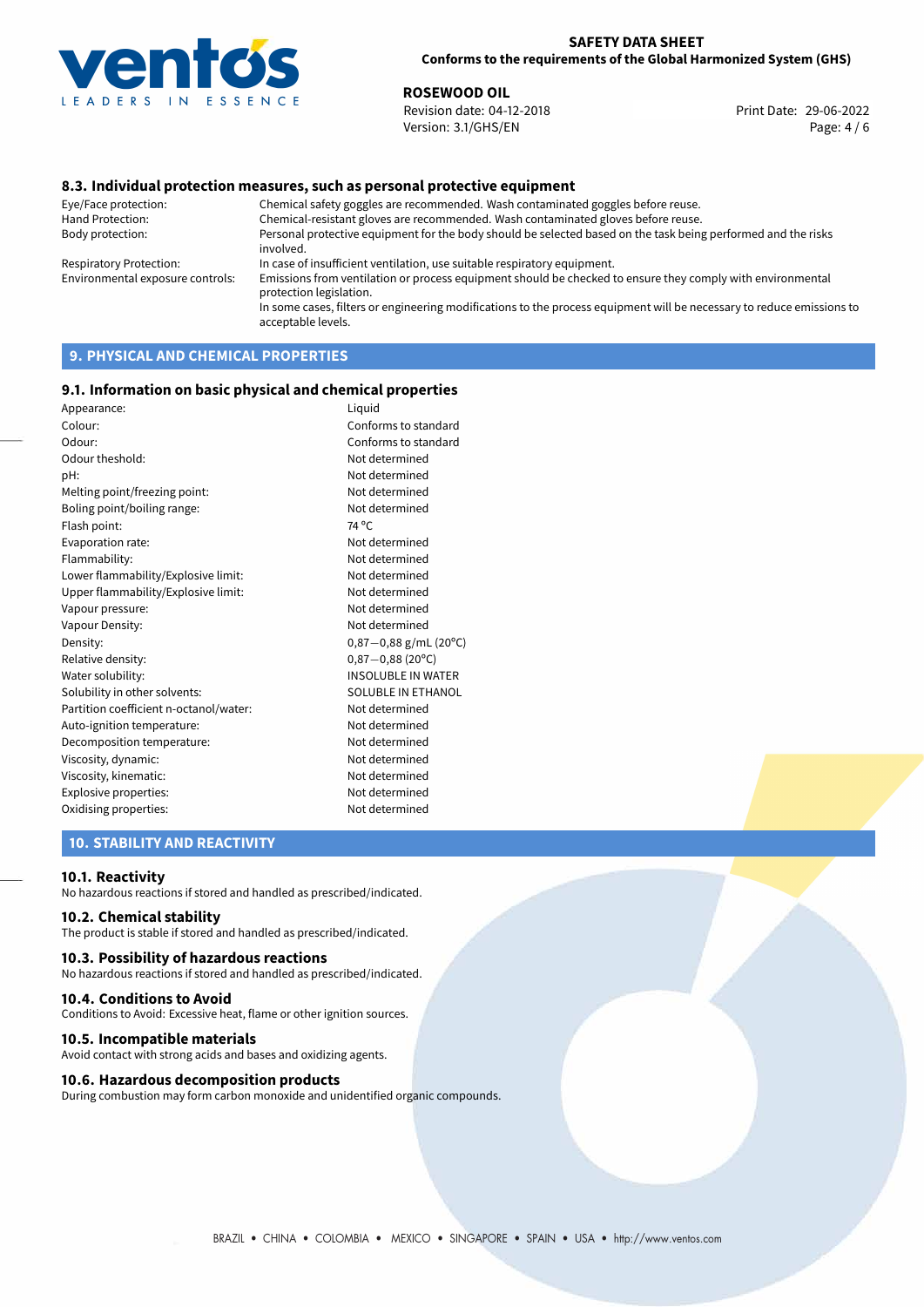### 8.3. Individual protection measures, such as personal protective equipment

| | |
|---|---|
| Eye/Face protection: | Chemical safety goggles are recommended. Wash contaminated goggles before reuse. |
| Hand Protection: | Chemical-resistant gloves are recommended. Wash contaminated gloves before reuse. |
| Body protection: | Personal protective equipment for the body should be selected based on the task being performed and the risks involved. |
| Respiratory Protection: | In case of insufficient ventilation, use suitable respiratory equipment. |
| Environmental exposure controls: | Emissions from ventilation or process equipment should be checked to ensure they comply with environmental protection legislation. In some cases, filters or engineering modifications to the process equipment will be necessary to reduce emissions to acceptable levels. |

## 9. PHYSICAL AND CHEMICAL PROPERTIES

### 9.1. Information on basic physical and chemical properties

| | |
|---|---|
| Appearance: | Liquid |
| Colour: | Conforms to standard |
| Odour: | Conforms to standard |
| Odour theshold: | Not determined |
| pH: | Not determined |
| Melting point/freezing point: | Not determined |
| Boling point/boiling range: | Not determined |
| Flash point: | 74 °C |
| Evaporation rate: | Not determined |
| Flammability: | Not determined |
| Lower flammability/Explosive limit: | Not determined |
| Upper flammability/Explosive limit: | Not determined |
| Vapour pressure: | Not determined |
| Vapour Density: | Not determined |
| Density: | 0,87−0,88 g/mL (20°C) |
| Relative density: | 0,87−0,88 (20°C) |
| Water solubility: | INSOLUBLE IN WATER |
| Solubility in other solvents: | SOLUBLE IN ETHANOL |
| Partition coefficient n-octanol/water: | Not determined |
| Auto-ignition temperature: | Not determined |
| Decomposition temperature: | Not determined |
| Viscosity, dynamic: | Not determined |
| Viscosity, kinematic: | Not determined |
| Explosive properties: | Not determined |
| Oxidising properties: | Not determined |

## 10. STABILITY AND REACTIVITY

### 10.1. Reactivity

No hazardous reactions if stored and handled as prescribed/indicated.

### 10.2. Chemical stability

The product is stable if stored and handled as prescribed/indicated.

### 10.3. Possibility of hazardous reactions

No hazardous reactions if stored and handled as prescribed/indicated.

### 10.4. Conditions to Avoid

Conditions to Avoid: Excessive heat, flame or other ignition sources.

### 10.5. Incompatible materials

Avoid contact with strong acids and bases and oxidizing agents.

### 10.6. Hazardous decomposition products

During combustion may form carbon monoxide and unidentified organic compounds.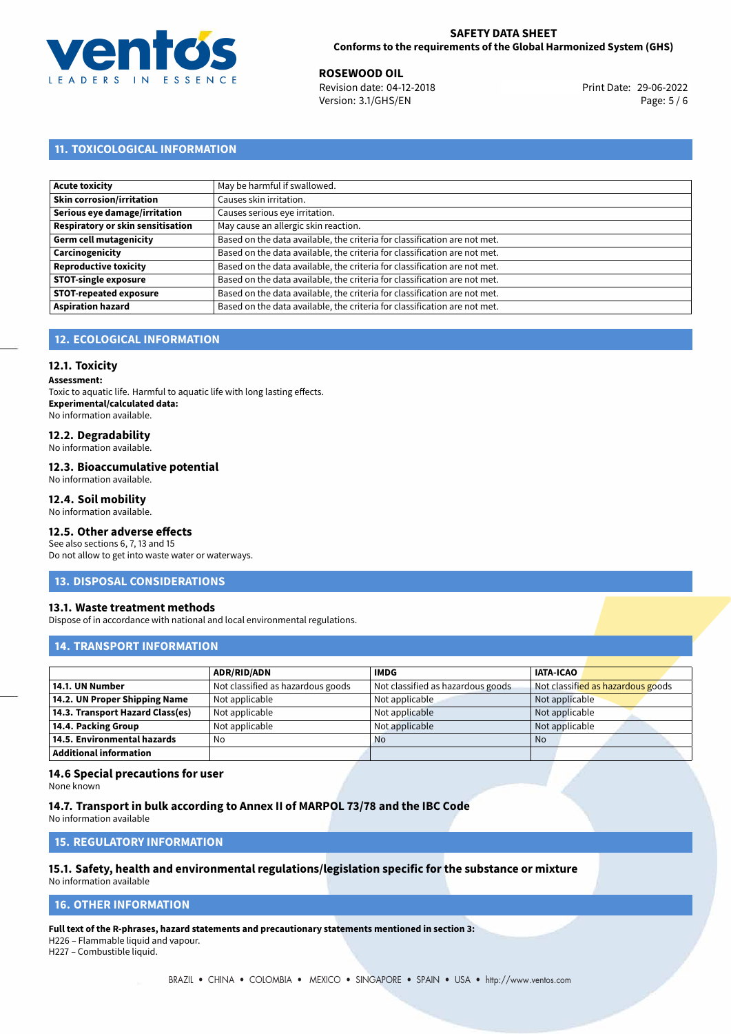## 11. TOXICOLOGICAL INFORMATION

| | |
|---|---|
| **Acute toxicity** | May be harmful if swallowed. |
| **Skin corrosion/irritation** | Causes skin irritation. |
| **Serious eye damage/irritation** | Causes serious eye irritation. |
| **Respiratory or skin sensitisation** | May cause an allergic skin reaction. |
| **Germ cell mutagenicity** | Based on the data available, the criteria for classification are not met. |
| **Carcinogenicity** | Based on the data available, the criteria for classification are not met. |
| **Reproductive toxicity** | Based on the data available, the criteria for classification are not met. |
| **STOT-single exposure** | Based on the data available, the criteria for classification are not met. |
| **STOT-repeated exposure** | Based on the data available, the criteria for classification are not met. |
| **Aspiration hazard** | Based on the data available, the criteria for classification are not met. |

## 12. ECOLOGICAL INFORMATION

### 12.1. Toxicity

**Assessment:**
Toxic to aquatic life. Harmful to aquatic life with long lasting effects.
**Experimental/calculated data:**
No information available.

### 12.2. Degradability

No information available.

### 12.3. Bioaccumulative potential

No information available.

### 12.4. Soil mobility

No information available.

### 12.5. Other adverse effects

See also sections 6, 7, 13 and 15
Do not allow to get into waste water or waterways.

## 13. DISPOSAL CONSIDERATIONS

### 13.1. Waste treatment methods

Dispose of in accordance with national and local environmental regulations.

## 14. TRANSPORT INFORMATION

| | ADR/RID/ADN | IMDG | IATA-ICAO |
|---|---|---|---|
| **14.1. UN Number** | Not classified as hazardous goods | Not classified as hazardous goods | Not classified as hazardous goods |
| **14.2. UN Proper Shipping Name** | Not applicable | Not applicable | Not applicable |
| **14.3. Transport Hazard Class(es)** | Not applicable | Not applicable | Not applicable |
| **14.4. Packing Group** | Not applicable | Not applicable | Not applicable |
| **14.5. Environmental hazards** | No | No | No |
| **Additional information** | | | |

### 14.6 Special precautions for user

None known

### 14.7. Transport in bulk according to Annex II of MARPOL 73/78 and the IBC Code

No information available

## 15. REGULATORY INFORMATION

### 15.1. Safety, health and environmental regulations/legislation specific for the substance or mixture

No information available

## 16. OTHER INFORMATION

**Full text of the R-phrases, hazard statements and precautionary statements mentioned in section 3:**
H226 – Flammable liquid and vapour.
H227 – Combustible liquid.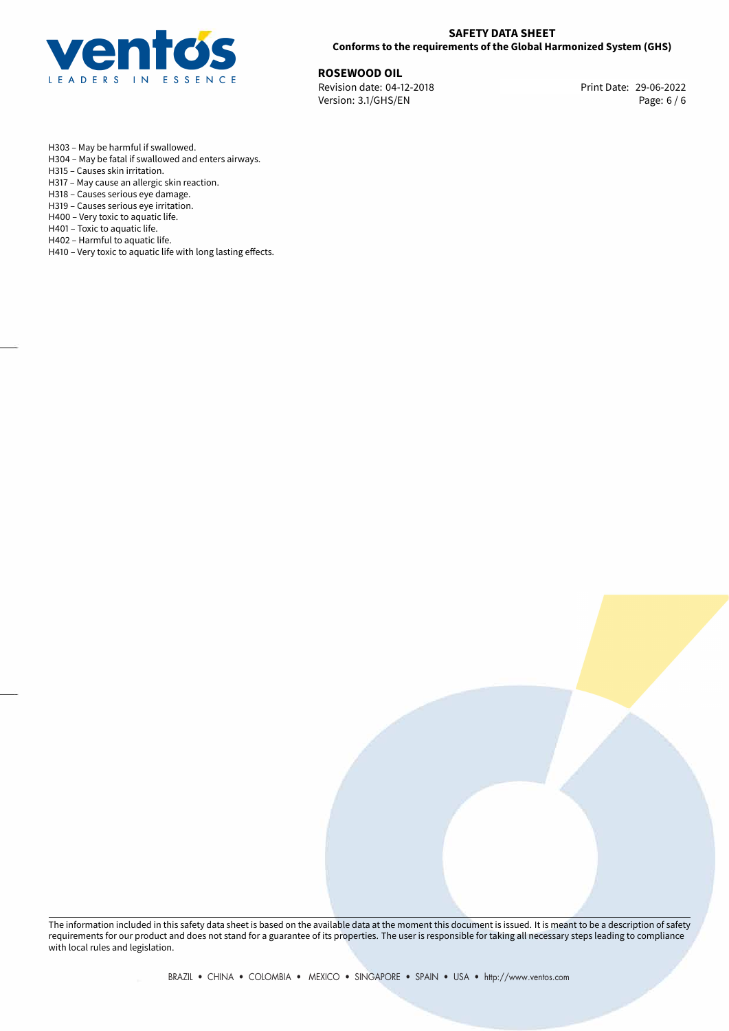H303 – May be harmful if swallowed.
H304 – May be fatal if swallowed and enters airways.
H315 – Causes skin irritation.
H317 – May cause an allergic skin reaction.
H318 – Causes serious eye damage.
H319 – Causes serious eye irritation.
H400 – Very toxic to aquatic life.
H401 – Toxic to aquatic life.
H402 – Harmful to aquatic life.
H410 – Very toxic to aquatic life with long lasting effects.

The information included in this safety data sheet is based on the available data at the moment this document is issued. It is meant to be a description of safety requirements for our product and does not stand for a guarantee of its properties. The user is responsible for taking all necessary steps leading to compliance with local rules and legislation.